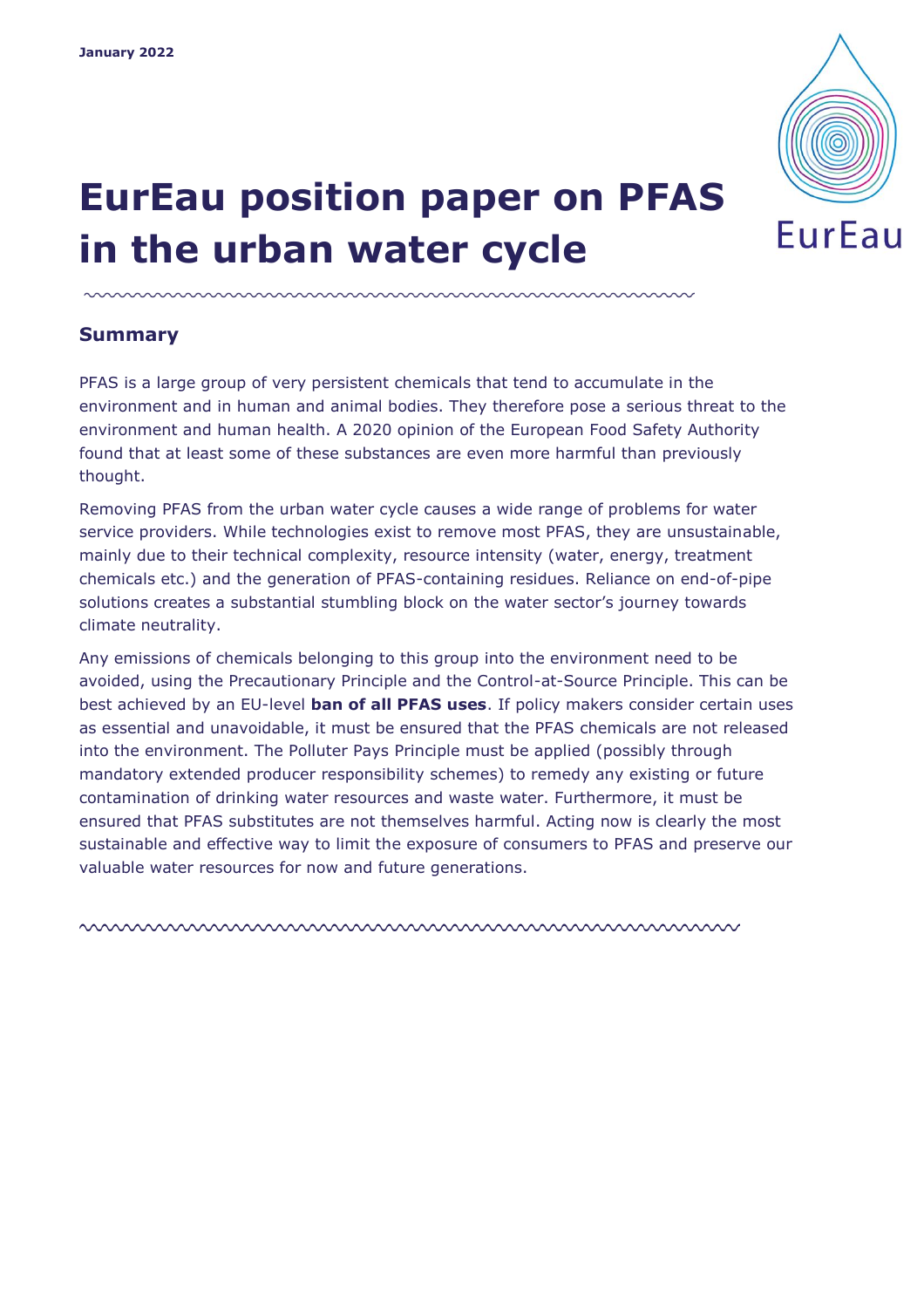January 2022

# EurEau position paper on PFAS in the urban water cycle

## Summary

PFAS is a large group of very persistent chemicals that tend to accumulate in the environment and in human and animal bodies. They therefore pose a serious threat to the environment and human health. A 2020 opinion of the European Food Safety Authority found that at least some of these substances are even more harmful than previously thought.

Removing PFAS from the urban water cycle causes a wide range of problems for water service providers. While technologies exist to remove most PFAS, they are unsustainable, mainly due to their technical complexity, resource intensity (water, energy, treatment chemicals etc.) and the generation of PFAS-containing residues. Reliance on end-of-pipe solutions creates a substantial stumbling block on the water sector's journey towards climate neutrality.

Any emissions of chemicals belonging to this group into the environment need to be avoided, using the Precautionary Principle and the Control-at-Source Principle. This can be best achieved by an EU-level **ban of all PFAS uses**. If policy makers consider certain uses as essential and unavoidable, it must be ensured that the PFAS chemicals are not released into the environment. The Polluter Pays Principle must be applied (possibly through mandatory extended producer responsibility schemes) to remedy any existing or future contamination of drinking water resources and waste water. Furthermore, it must be ensured that PFAS substitutes are not themselves harmful. Acting now is clearly the most sustainable and effective way to limit the exposure of consumers to PFAS and preserve our valuable water resources for now and future generations.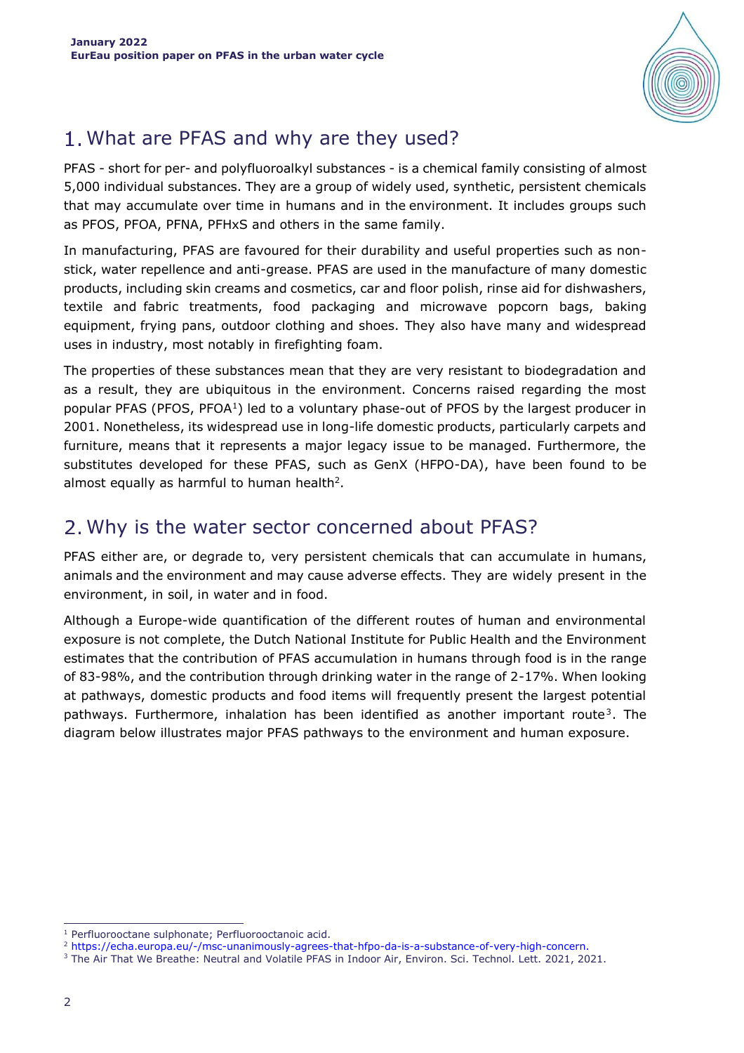# 1. What are PFAS and why are they used?

PFAS - short for per- and polyfluoroalkyl substances - is a chemical family consisting of almost 5,000 individual substances. They are a group of widely used, synthetic, persistent chemicals that may accumulate over time in humans and in the environment. It includes groups such as PFOS, PFOA, PFNA, PFHxS and others in the same family.

In manufacturing, PFAS are favoured for their durability and useful properties such as non-stick, water repellence and anti-grease. PFAS are used in the manufacture of many domestic products, including skin creams and cosmetics, car and floor polish, rinse aid for dishwashers, textile and fabric treatments, food packaging and microwave popcorn bags, baking equipment, frying pans, outdoor clothing and shoes. They also have many and widespread uses in industry, most notably in firefighting foam.

The properties of these substances mean that they are very resistant to biodegradation and as a result, they are ubiquitous in the environment. Concerns raised regarding the most popular PFAS (PFOS, PFOA[1]) led to a voluntary phase-out of PFOS by the largest producer in 2001. Nonetheless, its widespread use in long-life domestic products, particularly carpets and furniture, means that it represents a major legacy issue to be managed. Furthermore, the substitutes developed for these PFAS, such as GenX (HFPO-DA), have been found to be almost equally as harmful to human health[2].

# 2. Why is the water sector concerned about PFAS?

PFAS either are, or degrade to, very persistent chemicals that can accumulate in humans, animals and the environment and may cause adverse effects. They are widely present in the environment, in soil, in water and in food.

Although a Europe-wide quantification of the different routes of human and environmental exposure is not complete, the Dutch National Institute for Public Health and the Environment estimates that the contribution of PFAS accumulation in humans through food is in the range of 83-98%, and the contribution through drinking water in the range of 2-17%. When looking at pathways, domestic products and food items will frequently present the largest potential pathways. Furthermore, inhalation has been identified as another important route[3]. The diagram below illustrates major PFAS pathways to the environment and human exposure.

---

[1] Perfluorooctane sulphonate; Perfluorooctanoic acid.

[2] https://echa.europa.eu/-/msc-unanimously-agrees-that-hfpo-da-is-a-substance-of-very-high-concern.

[3] The Air That We Breathe: Neutral and Volatile PFAS in Indoor Air, Environ. Sci. Technol. Lett. 2021, 2021.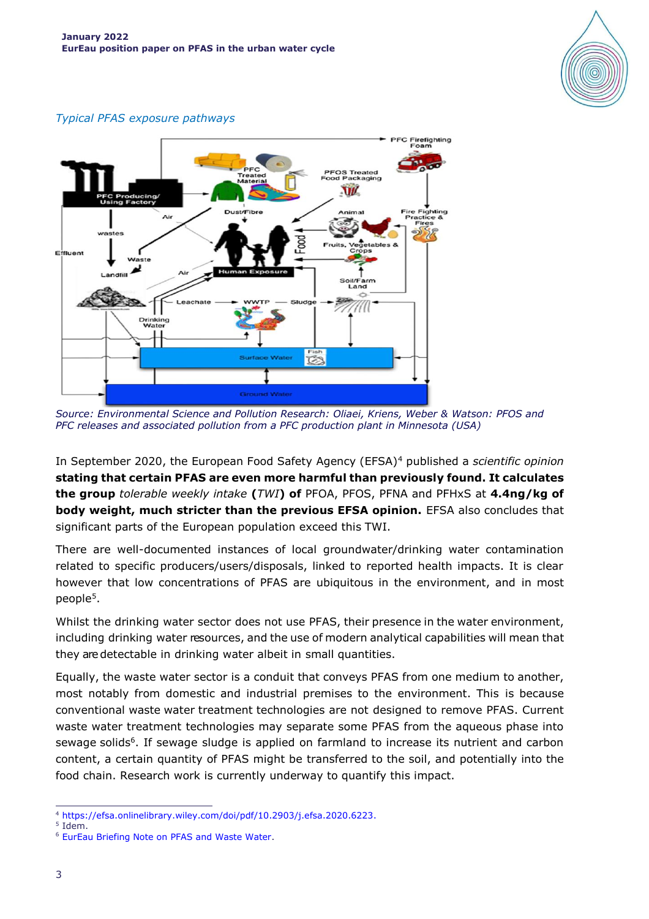*Typical PFAS exposure pathways*

*Source: Environmental Science and Pollution Research: Oliaei, Kriens, Weber & Watson: PFOS and PFC releases and associated pollution from a PFC production plant in Minnesota (USA)*

In September 2020, the European Food Safety Agency (EFSA)[4] published a *scientific opinion* **stating that certain PFAS are even more harmful than previously found. It calculates the group** *tolerable weekly intake* **(***TWI***) of** PFOA, PFOS, PFNA and PFHxS at **4.4ng/kg of body weight, much stricter than the previous EFSA opinion.** EFSA also concludes that significant parts of the European population exceed this TWI.

There are well-documented instances of local groundwater/drinking water contamination related to specific producers/users/disposals, linked to reported health impacts. It is clear however that low concentrations of PFAS are ubiquitous in the environment, and in most people[5].

Whilst the drinking water sector does not use PFAS, their presence in the water environment, including drinking water resources, and the use of modern analytical capabilities will mean that they are detectable in drinking water albeit in small quantities.

Equally, the waste water sector is a conduit that conveys PFAS from one medium to another, most notably from domestic and industrial premises to the environment. This is because conventional waste water treatment technologies are not designed to remove PFAS. Current waste water treatment technologies may separate some PFAS from the aqueous phase into sewage solids[6]. If sewage sludge is applied on farmland to increase its nutrient and carbon content, a certain quantity of PFAS might be transferred to the soil, and potentially into the food chain. Research work is currently underway to quantify this impact.

---

[4] https://efsa.onlinelibrary.wiley.com/doi/pdf/10.2903/j.efsa.2020.6223.
[5] Idem.
[6] EurEau Briefing Note on PFAS and Waste Water.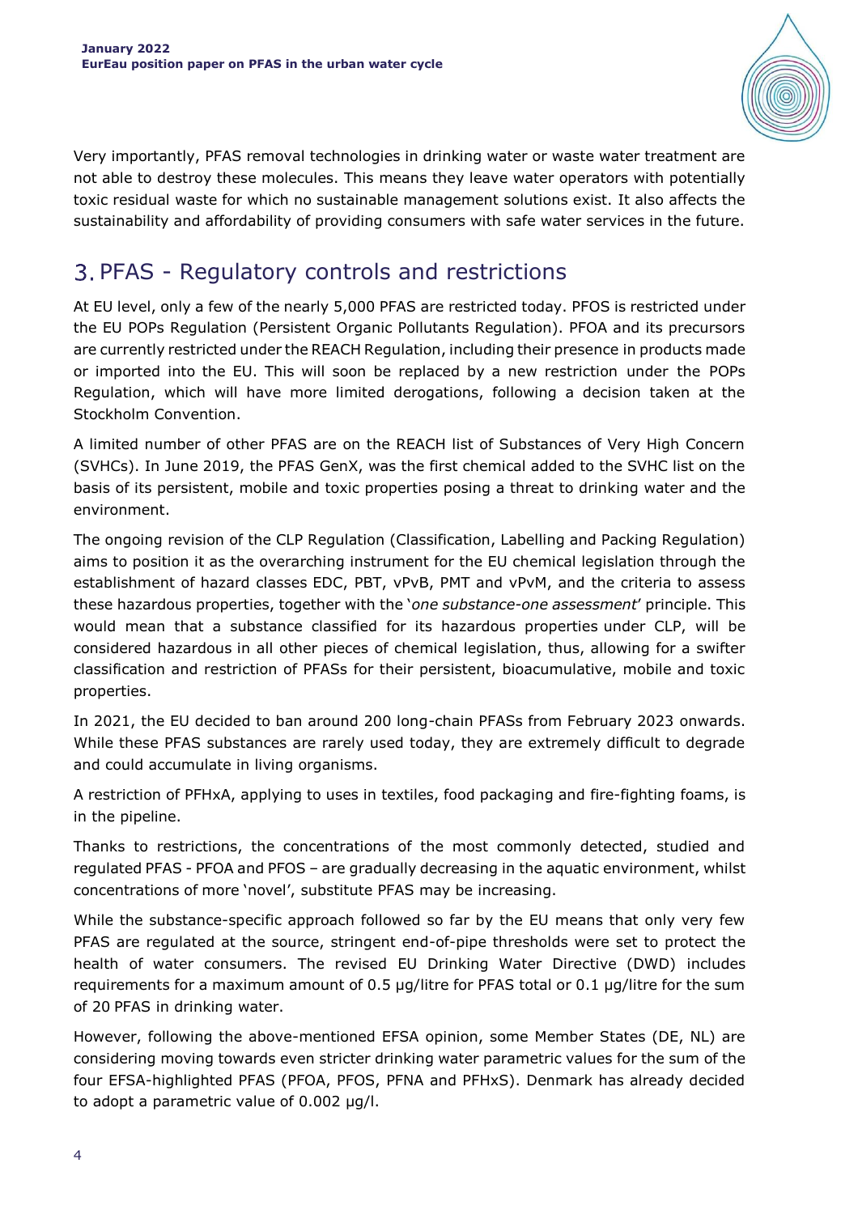Very importantly, PFAS removal technologies in drinking water or waste water treatment are not able to destroy these molecules. This means they leave water operators with potentially toxic residual waste for which no sustainable management solutions exist. It also affects the sustainability and affordability of providing consumers with safe water services in the future.

## 3. PFAS - Regulatory controls and restrictions

At EU level, only a few of the nearly 5,000 PFAS are restricted today. PFOS is restricted under the EU POPs Regulation (Persistent Organic Pollutants Regulation). PFOA and its precursors are currently restricted under the REACH Regulation, including their presence in products made or imported into the EU. This will soon be replaced by a new restriction under the POPs Regulation, which will have more limited derogations, following a decision taken at the Stockholm Convention.

A limited number of other PFAS are on the REACH list of Substances of Very High Concern (SVHCs). In June 2019, the PFAS GenX, was the first chemical added to the SVHC list on the basis of its persistent, mobile and toxic properties posing a threat to drinking water and the environment.

The ongoing revision of the CLP Regulation (Classification, Labelling and Packing Regulation) aims to position it as the overarching instrument for the EU chemical legislation through the establishment of hazard classes EDC, PBT, vPvB, PMT and vPvM, and the criteria to assess these hazardous properties, together with the '*one substance-one assessment*' principle. This would mean that a substance classified for its hazardous properties under CLP, will be considered hazardous in all other pieces of chemical legislation, thus, allowing for a swifter classification and restriction of PFASs for their persistent, bioacumulative, mobile and toxic properties.

In 2021, the EU decided to ban around 200 long-chain PFASs from February 2023 onwards. While these PFAS substances are rarely used today, they are extremely difficult to degrade and could accumulate in living organisms.

A restriction of PFHxA, applying to uses in textiles, food packaging and fire-fighting foams, is in the pipeline.

Thanks to restrictions, the concentrations of the most commonly detected, studied and regulated PFAS - PFOA and PFOS – are gradually decreasing in the aquatic environment, whilst concentrations of more 'novel', substitute PFAS may be increasing.

While the substance-specific approach followed so far by the EU means that only very few PFAS are regulated at the source, stringent end-of-pipe thresholds were set to protect the health of water consumers. The revised EU Drinking Water Directive (DWD) includes requirements for a maximum amount of 0.5 µg/litre for PFAS total or 0.1 µg/litre for the sum of 20 PFAS in drinking water.

However, following the above-mentioned EFSA opinion, some Member States (DE, NL) are considering moving towards even stricter drinking water parametric values for the sum of the four EFSA-highlighted PFAS (PFOA, PFOS, PFNA and PFHxS). Denmark has already decided to adopt a parametric value of 0.002 µg/l.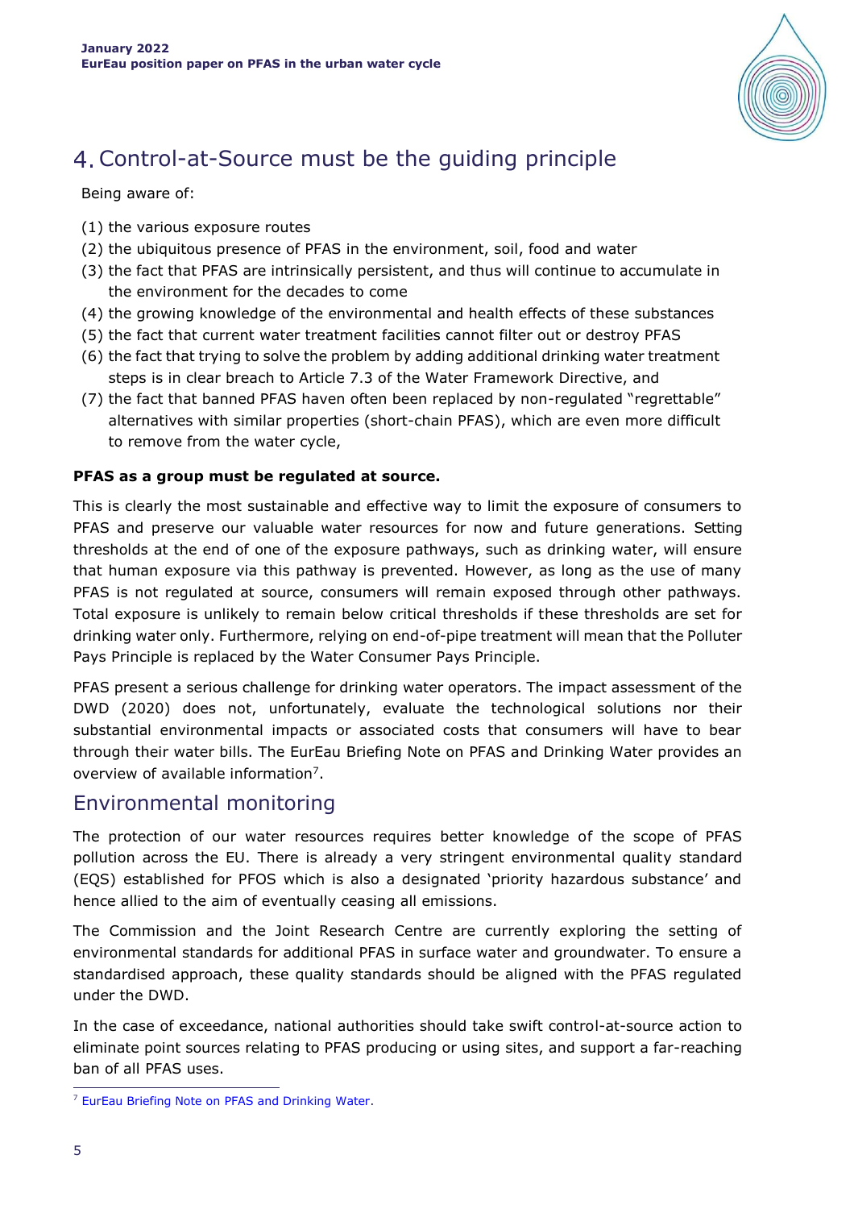# 4. Control-at-Source must be the guiding principle

Being aware of:

(1) the various exposure routes
(2) the ubiquitous presence of PFAS in the environment, soil, food and water
(3) the fact that PFAS are intrinsically persistent, and thus will continue to accumulate in the environment for the decades to come
(4) the growing knowledge of the environmental and health effects of these substances
(5) the fact that current water treatment facilities cannot filter out or destroy PFAS
(6) the fact that trying to solve the problem by adding additional drinking water treatment steps is in clear breach to Article 7.3 of the Water Framework Directive, and
(7) the fact that banned PFAS haven often been replaced by non-regulated "regrettable" alternatives with similar properties (short-chain PFAS), which are even more difficult to remove from the water cycle,

**PFAS as a group must be regulated at source.**

This is clearly the most sustainable and effective way to limit the exposure of consumers to PFAS and preserve our valuable water resources for now and future generations. Setting thresholds at the end of one of the exposure pathways, such as drinking water, will ensure that human exposure via this pathway is prevented. However, as long as the use of many PFAS is not regulated at source, consumers will remain exposed through other pathways. Total exposure is unlikely to remain below critical thresholds if these thresholds are set for drinking water only. Furthermore, relying on end-of-pipe treatment will mean that the Polluter Pays Principle is replaced by the Water Consumer Pays Principle.

PFAS present a serious challenge for drinking water operators. The impact assessment of the DWD (2020) does not, unfortunately, evaluate the technological solutions nor their substantial environmental impacts or associated costs that consumers will have to bear through their water bills. The EurEau Briefing Note on PFAS and Drinking Water provides an overview of available information[7].

## Environmental monitoring

The protection of our water resources requires better knowledge of the scope of PFAS pollution across the EU. There is already a very stringent environmental quality standard (EQS) established for PFOS which is also a designated 'priority hazardous substance' and hence allied to the aim of eventually ceasing all emissions.

The Commission and the Joint Research Centre are currently exploring the setting of environmental standards for additional PFAS in surface water and groundwater. To ensure a standardised approach, these quality standards should be aligned with the PFAS regulated under the DWD.

In the case of exceedance, national authorities should take swift control-at-source action to eliminate point sources relating to PFAS producing or using sites, and support a far-reaching ban of all PFAS uses.

---

[7] EurEau Briefing Note on PFAS and Drinking Water.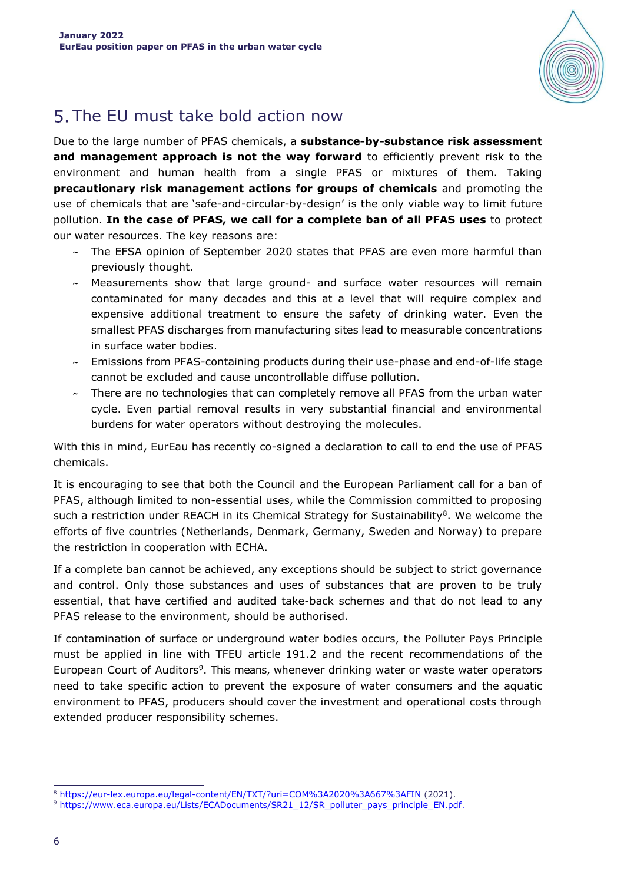## 5. The EU must take bold action now

Due to the large number of PFAS chemicals, a **substance-by-substance risk assessment and management approach is not the way forward** to efficiently prevent risk to the environment and human health from a single PFAS or mixtures of them. Taking **precautionary risk management actions for groups of chemicals** and promoting the use of chemicals that are 'safe-and-circular-by-design' is the only viable way to limit future pollution. **In the case of PFAS, we call for a complete ban of all PFAS uses** to protect our water resources. The key reasons are:

- The EFSA opinion of September 2020 states that PFAS are even more harmful than previously thought.
- Measurements show that large ground- and surface water resources will remain contaminated for many decades and this at a level that will require complex and expensive additional treatment to ensure the safety of drinking water. Even the smallest PFAS discharges from manufacturing sites lead to measurable concentrations in surface water bodies.
- Emissions from PFAS-containing products during their use-phase and end-of-life stage cannot be excluded and cause uncontrollable diffuse pollution.
- There are no technologies that can completely remove all PFAS from the urban water cycle. Even partial removal results in very substantial financial and environmental burdens for water operators without destroying the molecules.

With this in mind, EurEau has recently co-signed a declaration to call to end the use of PFAS chemicals.

It is encouraging to see that both the Council and the European Parliament call for a ban of PFAS, although limited to non-essential uses, while the Commission committed to proposing such a restriction under REACH in its Chemical Strategy for Sustainability[8]. We welcome the efforts of five countries (Netherlands, Denmark, Germany, Sweden and Norway) to prepare the restriction in cooperation with ECHA.

If a complete ban cannot be achieved, any exceptions should be subject to strict governance and control. Only those substances and uses of substances that are proven to be truly essential, that have certified and audited take-back schemes and that do not lead to any PFAS release to the environment, should be authorised.

If contamination of surface or underground water bodies occurs, the Polluter Pays Principle must be applied in line with TFEU article 191.2 and the recent recommendations of the European Court of Auditors[9]. This means, whenever drinking water or waste water operators need to take specific action to prevent the exposure of water consumers and the aquatic environment to PFAS, producers should cover the investment and operational costs through extended producer responsibility schemes.

---

[8] https://eur-lex.europa.eu/legal-content/EN/TXT/?uri=COM%3A2020%3A667%3AFIN (2021).

[9] https://www.eca.europa.eu/Lists/ECADocuments/SR21_12/SR_polluter_pays_principle_EN.pdf.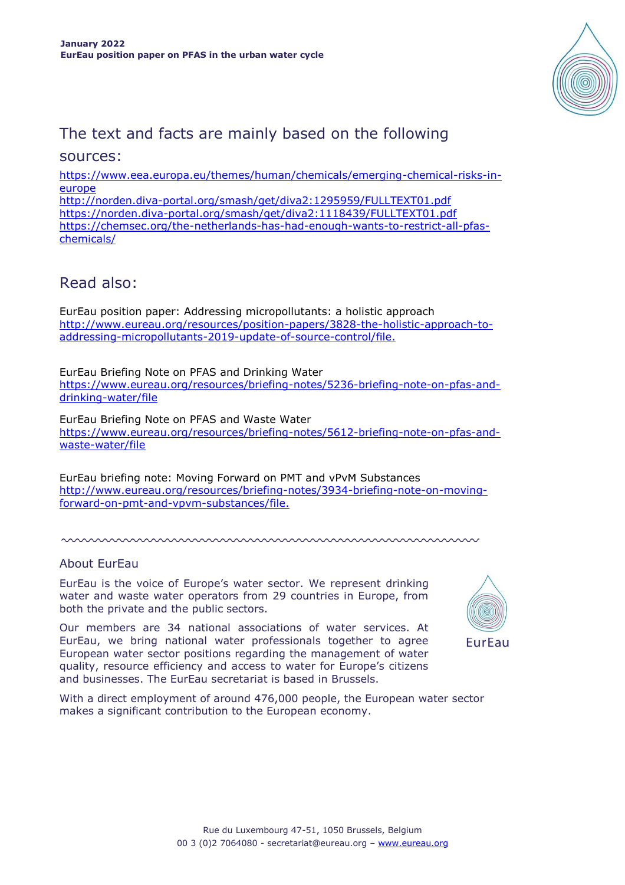## The text and facts are mainly based on the following sources:

https://www.eea.europa.eu/themes/human/chemicals/emerging-chemical-risks-in-europe
http://norden.diva-portal.org/smash/get/diva2:1295959/FULLTEXT01.pdf
https://norden.diva-portal.org/smash/get/diva2:1118439/FULLTEXT01.pdf
https://chemsec.org/the-netherlands-has-had-enough-wants-to-restrict-all-pfas-chemicals/

## Read also:

EurEau position paper: Addressing micropollutants: a holistic approach
http://www.eureau.org/resources/position-papers/3828-the-holistic-approach-to-addressing-micropollutants-2019-update-of-source-control/file.

EurEau Briefing Note on PFAS and Drinking Water
https://www.eureau.org/resources/briefing-notes/5236-briefing-note-on-pfas-and-drinking-water/file

EurEau Briefing Note on PFAS and Waste Water
https://www.eureau.org/resources/briefing-notes/5612-briefing-note-on-pfas-and-waste-water/file

EurEau briefing note: Moving Forward on PMT and vPvM Substances
http://www.eureau.org/resources/briefing-notes/3934-briefing-note-on-moving-forward-on-pmt-and-vpvm-substances/file.

### About EurEau

EurEau is the voice of Europe's water sector. We represent drinking water and waste water operators from 29 countries in Europe, from both the private and the public sectors.

Our members are 34 national associations of water services. At EurEau, we bring national water professionals together to agree European water sector positions regarding the management of water quality, resource efficiency and access to water for Europe's citizens and businesses. The EurEau secretariat is based in Brussels.

With a direct employment of around 476,000 people, the European water sector makes a significant contribution to the European economy.

Rue du Luxembourg 47-51, 1050 Brussels, Belgium
00 3 (0)2 7064080 - secretariat@eureau.org – www.eureau.org